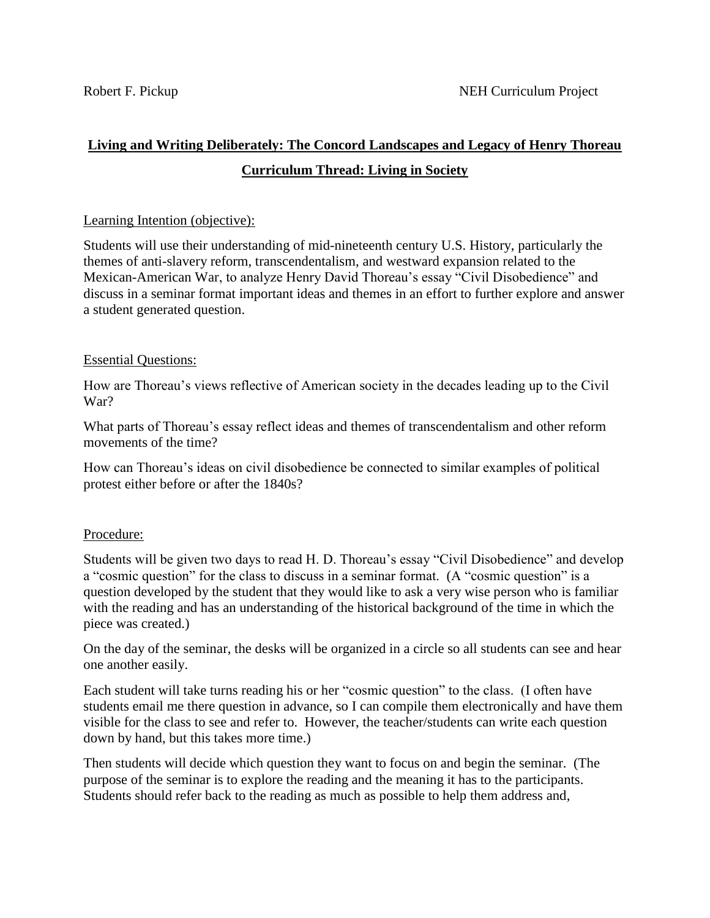Robert F. Pickup NEH Curriculum Project

# Living and Writing Deliberately: The Concord Landscapes and Legacy of Henry Thoreau

## Curriculum Thread: Living in Society

Learning Intention (objective):

Students will use their understanding of mid-nineteenth century U.S. History, particularly the themes of anti-slavery reform, transcendentalism, and westward expansion related to the Mexican-American War, to analyze Henry David Thoreau's essay "Civil Disobedience" and discuss in a seminar format important ideas and themes in an effort to further explore and answer a student generated question.

Essential Questions:

How are Thoreau's views reflective of American society in the decades leading up to the Civil War?

What parts of Thoreau's essay reflect ideas and themes of transcendentalism and other reform movements of the time?

How can Thoreau's ideas on civil disobedience be connected to similar examples of political protest either before or after the 1840s?

Procedure:

Students will be given two days to read H. D. Thoreau's essay "Civil Disobedience" and develop a "cosmic question" for the class to discuss in a seminar format. (A "cosmic question" is a question developed by the student that they would like to ask a very wise person who is familiar with the reading and has an understanding of the historical background of the time in which the piece was created.)

On the day of the seminar, the desks will be organized in a circle so all students can see and hear one another easily.

Each student will take turns reading his or her "cosmic question" to the class. (I often have students email me there question in advance, so I can compile them electronically and have them visible for the class to see and refer to. However, the teacher/students can write each question down by hand, but this takes more time.)

Then students will decide which question they want to focus on and begin the seminar. (The purpose of the seminar is to explore the reading and the meaning it has to the participants. Students should refer back to the reading as much as possible to help them address and,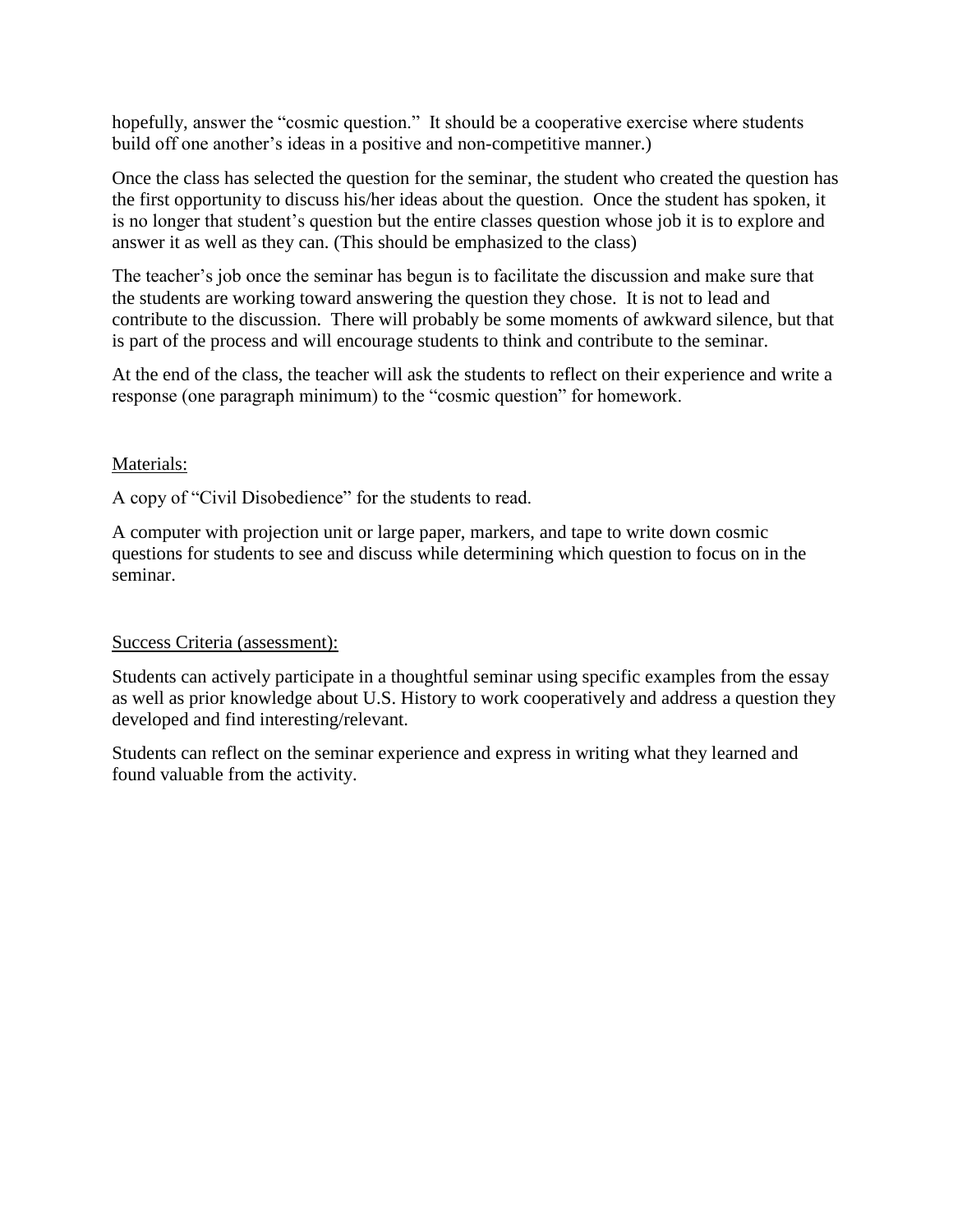hopefully, answer the "cosmic question." It should be a cooperative exercise where students build off one another's ideas in a positive and non-competitive manner.)

Once the class has selected the question for the seminar, the student who created the question has the first opportunity to discuss his/her ideas about the question. Once the student has spoken, it is no longer that student's question but the entire classes question whose job it is to explore and answer it as well as they can. (This should be emphasized to the class)

The teacher's job once the seminar has begun is to facilitate the discussion and make sure that the students are working toward answering the question they chose. It is not to lead and contribute to the discussion. There will probably be some moments of awkward silence, but that is part of the process and will encourage students to think and contribute to the seminar.

At the end of the class, the teacher will ask the students to reflect on their experience and write a response (one paragraph minimum) to the "cosmic question" for homework.

<u>Materials:</u>

A copy of "Civil Disobedience" for the students to read.

A computer with projection unit or large paper, markers, and tape to write down cosmic questions for students to see and discuss while determining which question to focus on in the seminar.

<u>Success Criteria (assessment):</u>

Students can actively participate in a thoughtful seminar using specific examples from the essay as well as prior knowledge about U.S. History to work cooperatively and address a question they developed and find interesting/relevant.

Students can reflect on the seminar experience and express in writing what they learned and found valuable from the activity.